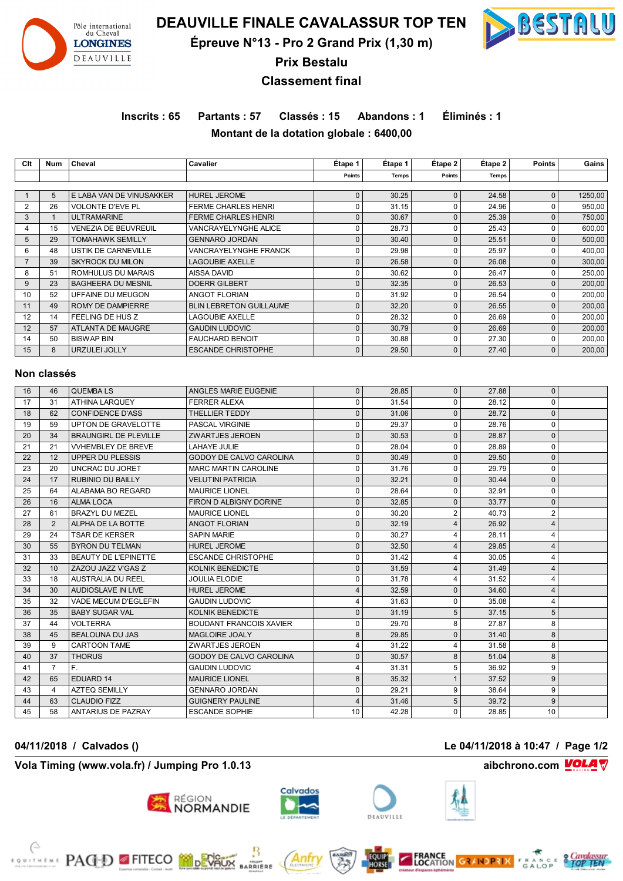# DEAUVILLE FINALE CAVALASSUR TOP TEN

## Épreuve N°13 - Pro 2 Grand Prix (1,30 m)

## Prix Bestalu

## Classement final

**Inscrits : 65  Partants : 57  Classés : 15  Abandons : 1  Éliminés : 1**

**Montant de la dotation globale : 6400,00**

| Clt | Num | Cheval | Cavalier | Étape 1 Points | Étape 1 Temps | Étape 2 Points | Étape 2 Temps | Points | Gains |
|---|---|---|---|---|---|---|---|---|---|
| 1 | 5 | E LABA VAN DE VINUSAKKER | HUREL JEROME | 0 | 30.25 | 0 | 24.58 | 0 | 1250,00 |
| 2 | 26 | VOLONTE D'EVE PL | FERME CHARLES HENRI | 0 | 31.15 | 0 | 24.96 | 0 | 950,00 |
| 3 | 1 | ULTRAMARINE | FERME CHARLES HENRI | 0 | 30.67 | 0 | 25.39 | 0 | 750,00 |
| 4 | 15 | VENEZIA DE BEUVREUIL | VANCRAYELYNGHE ALICE | 0 | 28.73 | 0 | 25.43 | 0 | 600,00 |
| 5 | 29 | TOMAHAWK SEMILLY | GENNARO JORDAN | 0 | 30.40 | 0 | 25.51 | 0 | 500,00 |
| 6 | 48 | USTIK DE CARNEVILLE | VANCRAYELYNGHE FRANCK | 0 | 29.98 | 0 | 25.97 | 0 | 400,00 |
| 7 | 39 | SKYROCK DU MILON | LAGOUBIE AXELLE | 0 | 26.58 | 0 | 26.08 | 0 | 300,00 |
| 8 | 51 | ROMHULUS DU MARAIS | AISSA DAVID | 0 | 30.62 | 0 | 26.47 | 0 | 250,00 |
| 9 | 23 | BAGHEERA DU MESNIL | DOERR GILBERT | 0 | 32.35 | 0 | 26.53 | 0 | 200,00 |
| 10 | 52 | UFFAINE DU MEUGON | ANGOT FLORIAN | 0 | 31.92 | 0 | 26.54 | 0 | 200,00 |
| 11 | 49 | ROMY DE DAMPIERRE | BLIN LEBRETON GUILLAUME | 0 | 32.20 | 0 | 26.55 | 0 | 200,00 |
| 12 | 14 | FEELING DE HUS Z | LAGOUBIE AXELLE | 0 | 28.32 | 0 | 26.69 | 0 | 200,00 |
| 12 | 57 | ATLANTA DE MAUGRE | GAUDIN LUDOVIC | 0 | 30.79 | 0 | 26.69 | 0 | 200,00 |
| 14 | 50 | BISWAP BIN | FAUCHARD BENOIT | 0 | 30.88 | 0 | 27.30 | 0 | 200,00 |
| 15 | 8 | URZULEI JOLLY | ESCANDE CHRISTOPHE | 0 | 29.50 | 0 | 27.40 | 0 | 200,00 |

### Non classés

| Clt | Num | Cheval | Cavalier | Étape 1 Points | Étape 1 Temps | Étape 2 Points | Étape 2 Temps | Points | Gains |
|---|---|---|---|---|---|---|---|---|---|
| 16 | 46 | QUEMBA LS | ANGLES MARIE EUGENIE | 0 | 28.85 | 0 | 27.88 | 0 | |
| 17 | 31 | ATHINA LARQUEY | FERRER ALEXA | 0 | 31.54 | 0 | 28.12 | 0 | |
| 18 | 62 | CONFIDENCE D'ASS | THELLIER TEDDY | 0 | 31.06 | 0 | 28.72 | 0 | |
| 19 | 59 | UPTON DE GRAVELOTTE | PASCAL VIRGINIE | 0 | 29.37 | 0 | 28.76 | 0 | |
| 20 | 34 | BRAUNGIRL DE PLEVILLE | ZWARTJES JEROEN | 0 | 30.53 | 0 | 28.87 | 0 | |
| 21 | 21 | VVHEMBLEY DE BREVE | LAHAYE JULIE | 0 | 28.04 | 0 | 28.89 | 0 | |
| 22 | 12 | UPPER DU PLESSIS | GODOY DE CALVO CAROLINA | 0 | 30.49 | 0 | 29.50 | 0 | |
| 23 | 20 | UNCRAC DU JORET | MARC MARTIN CAROLINE | 0 | 31.76 | 0 | 29.79 | 0 | |
| 24 | 17 | RUBINIO DU BAILLY | VELUTINI PATRICIA | 0 | 32.21 | 0 | 30.44 | 0 | |
| 25 | 64 | ALABAMA BO REGARD | MAURICE LIONEL | 0 | 28.64 | 0 | 32.91 | 0 | |
| 26 | 16 | ALMA LOCA | FIRON D ALBIGNY DORINE | 0 | 32.85 | 0 | 33.77 | 0 | |
| 27 | 61 | BRAZYL DU MEZEL | MAURICE LIONEL | 0 | 30.20 | 2 | 40.73 | 2 | |
| 28 | 2 | ALPHA DE LA BOTTE | ANGOT FLORIAN | 0 | 32.19 | 4 | 26.92 | 4 | |
| 29 | 24 | TSAR DE KERSER | SAPIN MARIE | 0 | 30.27 | 4 | 28.11 | 4 | |
| 30 | 55 | BYRON DU TELMAN | HUREL JEROME | 0 | 32.50 | 4 | 29.85 | 4 | |
| 31 | 33 | BEAUTY DE L'EPINETTE | ESCANDE CHRISTOPHE | 0 | 31.42 | 4 | 30.05 | 4 | |
| 32 | 10 | ZAZOU JAZZ V'GAS Z | KOLNIK BENEDICTE | 0 | 31.59 | 4 | 31.49 | 4 | |
| 33 | 18 | AUSTRALIA DU REEL | JOULIA ELODIE | 0 | 31.78 | 4 | 31.52 | 4 | |
| 34 | 30 | AUDIOSLAVE IN LIVE | HUREL JEROME | 4 | 32.59 | 0 | 34.60 | 4 | |
| 35 | 32 | VADE MECUM D'EGLEFIN | GAUDIN LUDOVIC | 4 | 31.63 | 0 | 35.08 | 4 | |
| 36 | 35 | BABY SUGAR VAL | KOLNIK BENEDICTE | 0 | 31.19 | 5 | 37.15 | 5 | |
| 37 | 44 | VOLTERRA | BOUDANT FRANCOIS XAVIER | 0 | 29.70 | 8 | 27.87 | 8 | |
| 38 | 45 | BEALOUNA DU JAS | MAGLOIRE JOALY | 8 | 29.85 | 0 | 31.40 | 8 | |
| 39 | 9 | CARTOON TAME | ZWARTJES JEROEN | 4 | 31.22 | 4 | 31.58 | 8 | |
| 40 | 37 | THORUS | GODOY DE CALVO CAROLINA | 0 | 30.57 | 8 | 51.04 | 8 | |
| 41 | 7 | F. | GAUDIN LUDOVIC | 4 | 31.31 | 5 | 36.92 | 9 | |
| 42 | 65 | EDUARD 14 | MAURICE LIONEL | 8 | 35.32 | 1 | 37.52 | 9 | |
| 43 | 4 | AZTEQ SEMILLY | GENNARO JORDAN | 0 | 29.21 | 9 | 38.64 | 9 | |
| 44 | 63 | CLAUDIO FIZZ | GUIGNERY PAULINE | 4 | 31.46 | 5 | 39.72 | 9 | |
| 45 | 58 | ANTARIUS DE PAZRAY | ESCANDE SOPHIE | 10 | 42.28 | 0 | 28.85 | 10 | |

**04/11/2018 / Calvados ()**  **Le 04/11/2018 à 10:47**

**Vola Timing (www.vola.fr) / Jumping Pro 1.0.13**  **aibchrono.com**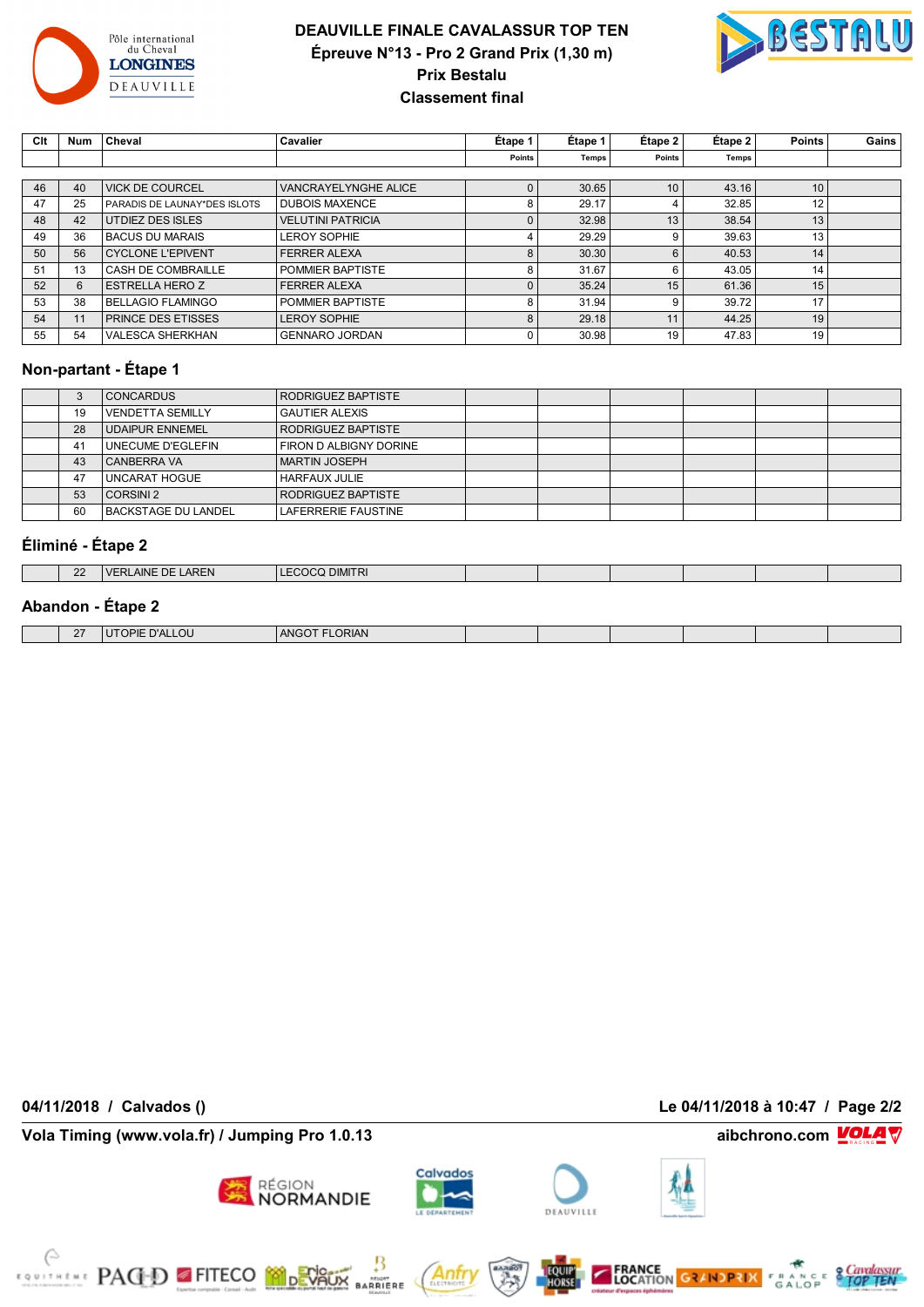# DEAUVILLE FINALE CAVALASSUR TOP TEN
## Épreuve N°13 - Pro 2 Grand Prix (1,30 m)
## Prix Bestalu
## Classement final

| Clt | Num | Cheval | Cavalier | Étape 1 Points | Étape 1 Temps | Étape 2 Points | Étape 2 Temps | Points | Gains |
|---|---|---|---|---|---|---|---|---|---|
| 46 | 40 | VICK DE COURCEL | VANCRAYELYNGHE ALICE | 0 | 30.65 | 10 | 43.16 | 10 | |
| 47 | 25 | PARADIS DE LAUNAY*DES ISLOTS | DUBOIS MAXENCE | 8 | 29.17 | 4 | 32.85 | 12 | |
| 48 | 42 | UTDIEZ DES ISLES | VELUTINI PATRICIA | 0 | 32.98 | 13 | 38.54 | 13 | |
| 49 | 36 | BACUS DU MARAIS | LEROY SOPHIE | 4 | 29.29 | 9 | 39.63 | 13 | |
| 50 | 56 | CYCLONE L'EPIVENT | FERRER ALEXA | 8 | 30.30 | 6 | 40.53 | 14 | |
| 51 | 13 | CASH DE COMBRAILLE | POMMIER BAPTISTE | 8 | 31.67 | 6 | 43.05 | 14 | |
| 52 | 6 | ESTRELLA HERO Z | FERRER ALEXA | 0 | 35.24 | 15 | 61.36 | 15 | |
| 53 | 38 | BELLAGIO FLAMINGO | POMMIER BAPTISTE | 8 | 31.94 | 9 | 39.72 | 17 | |
| 54 | 11 | PRINCE DES ETISSES | LEROY SOPHIE | 8 | 29.18 | 11 | 44.25 | 19 | |
| 55 | 54 | VALESCA SHERKHAN | GENNARO JORDAN | 0 | 30.98 | 19 | 47.83 | 19 | |

## Non-partant - Étape 1

| | Num | Cheval | Cavalier | | | | | | |
|---|---|---|---|---|---|---|---|---|---|
| | 3 | CONCARDUS | RODRIGUEZ BAPTISTE | | | | | | |
| | 19 | VENDETTA SEMILLY | GAUTIER ALEXIS | | | | | | |
| | 28 | UDAIPUR ENNEMEL | RODRIGUEZ BAPTISTE | | | | | | |
| | 41 | UNECUME D'EGLEFIN | FIRON D ALBIGNY DORINE | | | | | | |
| | 43 | CANBERRA VA | MARTIN JOSEPH | | | | | | |
| | 47 | UNCARAT HOGUE | HARFAUX JULIE | | | | | | |
| | 53 | CORSINI 2 | RODRIGUEZ BAPTISTE | | | | | | |
| | 60 | BACKSTAGE DU LANDEL | LAFERRERIE FAUSTINE | | | | | | |

## Éliminé - Étape 2

| | Num | Cheval | Cavalier | | | | | | |
|---|---|---|---|---|---|---|---|---|---|
| | 22 | VERLAINE DE LAREN | LECOCQ DIMITRI | | | | | | |

## Abandon - Étape 2

| | Num | Cheval | Cavalier | | | | | | |
|---|---|---|---|---|---|---|---|---|---|
| | 27 | UTOPIE D'ALLOU | ANGOT FLORIAN | | | | | | |

**04/11/2018 / Calvados ()** — **Le 04/11/2018 à 10:47**

**Vola Timing (www.vola.fr) / Jumping Pro 1.0.13** — **aibchrono.com**